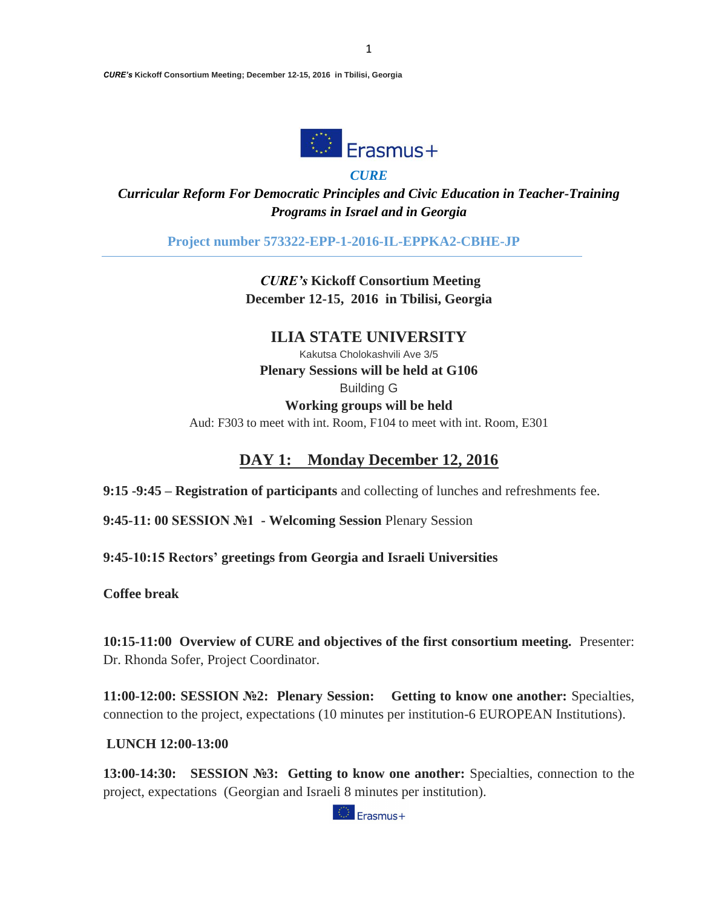*CURE*

***Curricular Reform For Democratic Principles and Civic Education in Teacher-Training Programs in Israel and in Georgia***

**Project number 573322-EPP-1-2016-IL-EPPKA2-CBHE-JP**

---

***CURE's*** **Kickoff Consortium Meeting**
**December 12-15, 2016 in Tbilisi, Georgia**

## ILIA STATE UNIVERSITY

Kakutsa Cholokashvili Ave 3/5

**Plenary Sessions will be held at G106**

Building G

**Working groups will be held**

Aud: F303 to meet with int. Room, F104 to meet with int. Room, E301

## DAY 1: Monday December 12, 2016

**9:15 -9:45 – Registration of participants** and collecting of lunches and refreshments fee.

**9:45-11: 00 SESSION №1 - Welcoming Session** Plenary Session

**9:45-10:15 Rectors' greetings from Georgia and Israeli Universities**

**Coffee break**

**10:15-11:00 Overview of CURE and objectives of the first consortium meeting.** Presenter: Dr. Rhonda Sofer, Project Coordinator.

**11:00-12:00: SESSION №2: Plenary Session: Getting to know one another:** Specialties, connection to the project, expectations (10 minutes per institution-6 EUROPEAN Institutions).

**LUNCH 12:00-13:00**

**13:00-14:30: SESSION №3: Getting to know one another:** Specialties, connection to the project, expectations (Georgian and Israeli 8 minutes per institution).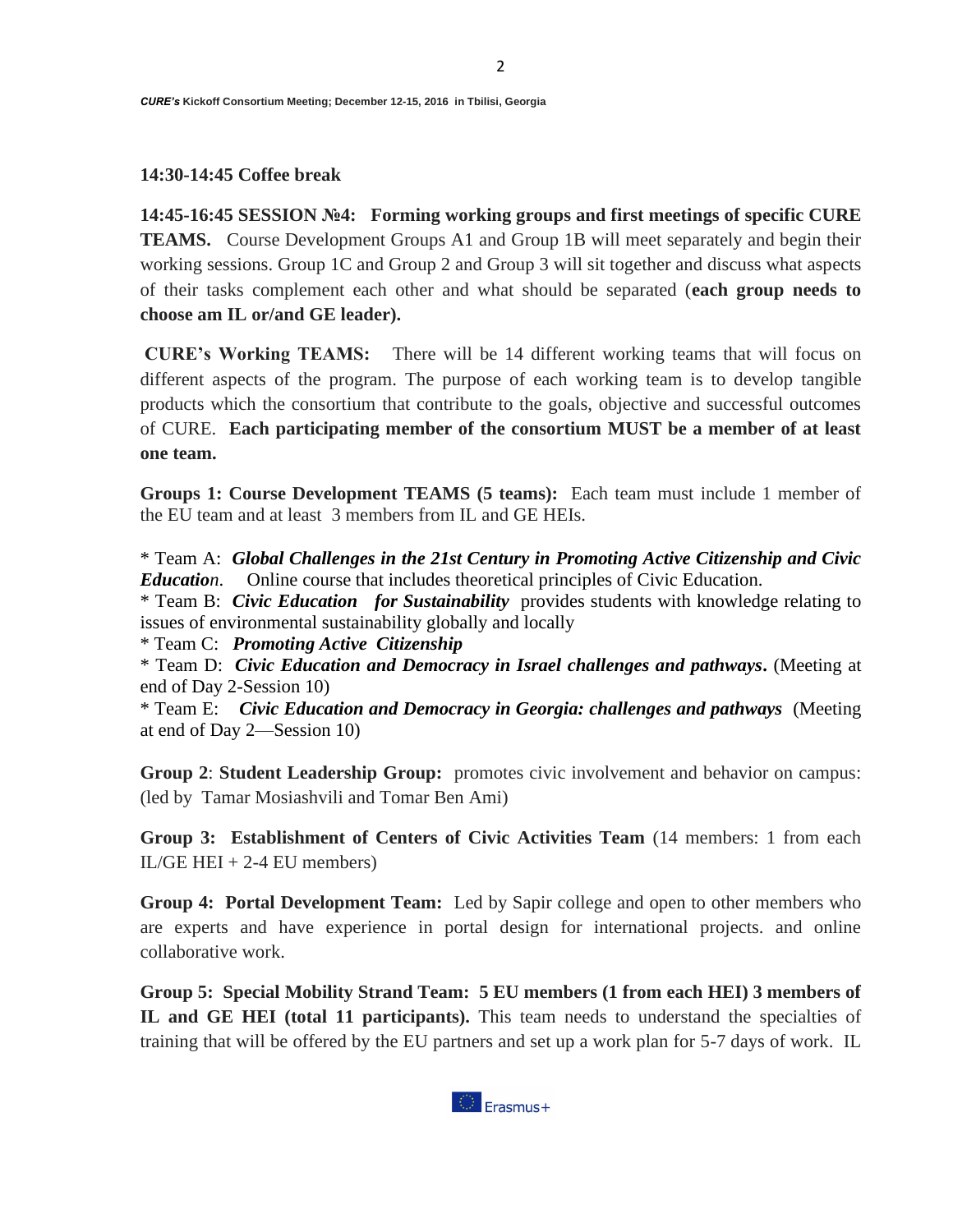**14:30-14:45 Coffee break**

**14:45-16:45 SESSION №4: Forming working groups and first meetings of specific CURE TEAMS.** Course Development Groups A1 and Group 1B will meet separately and begin their working sessions. Group 1C and Group 2 and Group 3 will sit together and discuss what aspects of their tasks complement each other and what should be separated (**each group needs to choose am IL or/and GE leader).**

**CURE's Working TEAMS:** There will be 14 different working teams that will focus on different aspects of the program. The purpose of each working team is to develop tangible products which the consortium that contribute to the goals, objective and successful outcomes of CURE. **Each participating member of the consortium MUST be a member of at least one team.**

**Groups 1: Course Development TEAMS (5 teams):** Each team must include 1 member of the EU team and at least 3 members from IL and GE HEIs.

* Team A: ***Global Challenges in the 21st Century in Promoting Active Citizenship and Civic Education.*** Online course that includes theoretical principles of Civic Education.
* Team B: ***Civic Education for Sustainability*** provides students with knowledge relating to issues of environmental sustainability globally and locally
* Team C: ***Promoting Active Citizenship***
* Team D: ***Civic Education and Democracy in Israel challenges and pathways*.** (Meeting at end of Day 2-Session 10)
* Team E: ***Civic Education and Democracy in Georgia: challenges and pathways*** (Meeting at end of Day 2—Session 10)

**Group 2**: **Student Leadership Group:** promotes civic involvement and behavior on campus: (led by Tamar Mosiashvili and Tomar Ben Ami)

**Group 3: Establishment of Centers of Civic Activities Team** (14 members: 1 from each IL/GE HEI + 2-4 EU members)

**Group 4: Portal Development Team:** Led by Sapir college and open to other members who are experts and have experience in portal design for international projects. and online collaborative work.

**Group 5: Special Mobility Strand Team: 5 EU members (1 from each HEI) 3 members of IL and GE HEI (total 11 participants).** This team needs to understand the specialties of training that will be offered by the EU partners and set up a work plan for 5-7 days of work. IL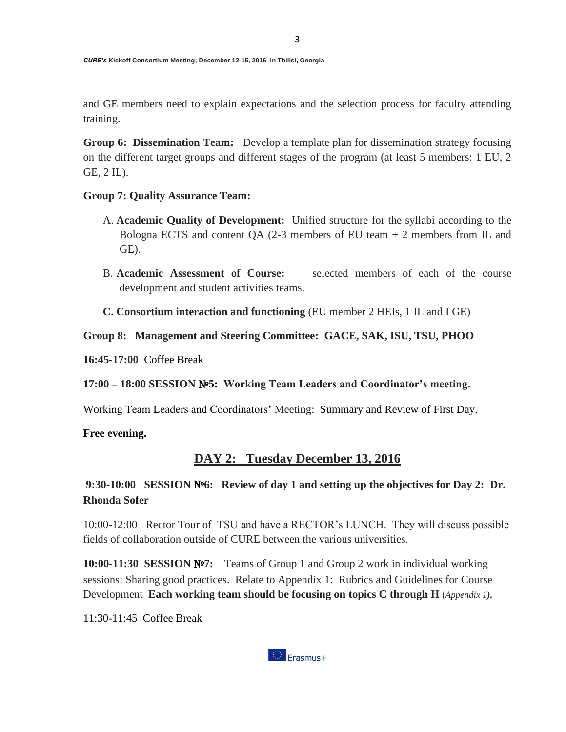and GE members need to explain expectations and the selection process for faculty attending training.

**Group 6: Dissemination Team:** Develop a template plan for dissemination strategy focusing on the different target groups and different stages of the program (at least 5 members: 1 EU, 2 GE, 2 IL).

**Group 7: Quality Assurance Team:**

A. **Academic Quality of Development:** Unified structure for the syllabi according to the Bologna ECTS and content QA (2-3 members of EU team + 2 members from IL and GE).

B. **Academic Assessment of Course:** selected members of each of the course development and student activities teams.

**C. Consortium interaction and functioning** (EU member 2 HEIs, 1 IL and I GE)

**Group 8: Management and Steering Committee: GACE, SAK, ISU, TSU, PHOO**

**16:45-17:00** Coffee Break

**17:00 – 18:00 SESSION №5: Working Team Leaders and Coordinator's meeting.**

Working Team Leaders and Coordinators' Meeting: Summary and Review of First Day.

**Free evening.**

## DAY 2: Tuesday December 13, 2016

**9:30-10:00 SESSION №6: Review of day 1 and setting up the objectives for Day 2: Dr. Rhonda Sofer**

10:00-12:00 Rector Tour of TSU and have a RECTOR's LUNCH. They will discuss possible fields of collaboration outside of CURE between the various universities.

**10:00-11:30 SESSION №7:** Teams of Group 1 and Group 2 work in individual working sessions: Sharing good practices. Relate to Appendix 1: Rubrics and Guidelines for Course Development **Each working team should be focusing on topics C through H** (*Appendix 1)*.

11:30-11:45 Coffee Break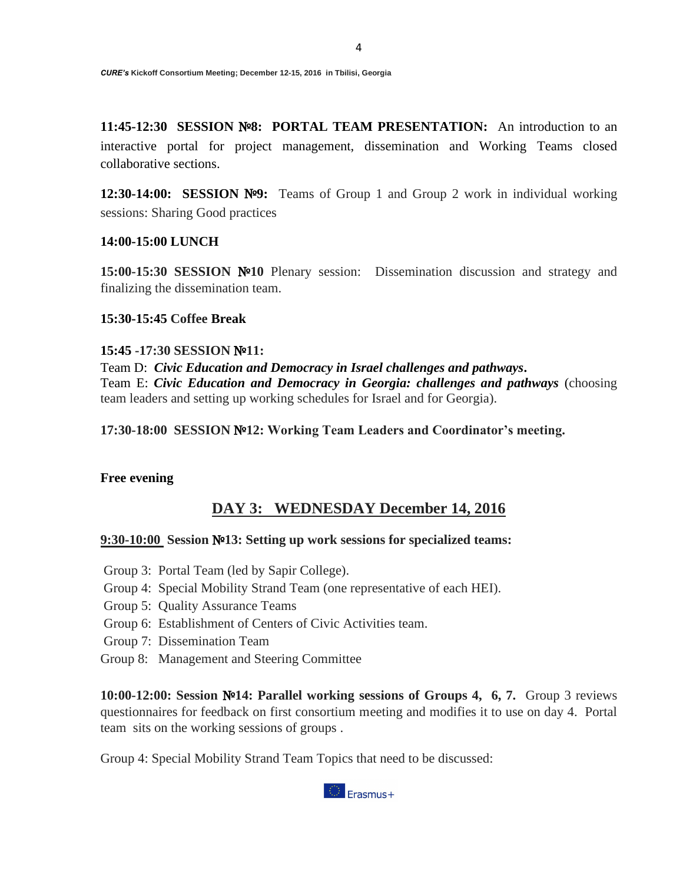**11:45-12:30 SESSION №8: PORTAL TEAM PRESENTATION:** An introduction to an interactive portal for project management, dissemination and Working Teams closed collaborative sections.

**12:30-14:00: SESSION №9:** Teams of Group 1 and Group 2 work in individual working sessions: Sharing Good practices

**14:00-15:00 LUNCH**

**15:00-15:30 SESSION №10** Plenary session: Dissemination discussion and strategy and finalizing the dissemination team.

**15:30-15:45 Coffee Break**

**15:45 -17:30 SESSION №11:**

Team D: ***Civic Education and Democracy in Israel challenges and pathways***.
Team E: ***Civic Education and Democracy in Georgia: challenges and pathways*** (choosing team leaders and setting up working schedules for Israel and for Georgia).

**17:30-18:00 SESSION №12: Working Team Leaders and Coordinator's meeting.**

**Free evening**

## DAY 3: WEDNESDAY December 14, 2016

**9:30-10:00 Session №13: Setting up work sessions for specialized teams:**

- Group 3: Portal Team (led by Sapir College).
- Group 4: Special Mobility Strand Team (one representative of each HEI).
- Group 5: Quality Assurance Teams
- Group 6: Establishment of Centers of Civic Activities team.
- Group 7: Dissemination Team
- Group 8: Management and Steering Committee

**10:00-12:00: Session №14: Parallel working sessions of Groups 4, 6, 7.** Group 3 reviews questionnaires for feedback on first consortium meeting and modifies it to use on day 4. Portal team sits on the working sessions of groups .

Group 4: Special Mobility Strand Team Topics that need to be discussed: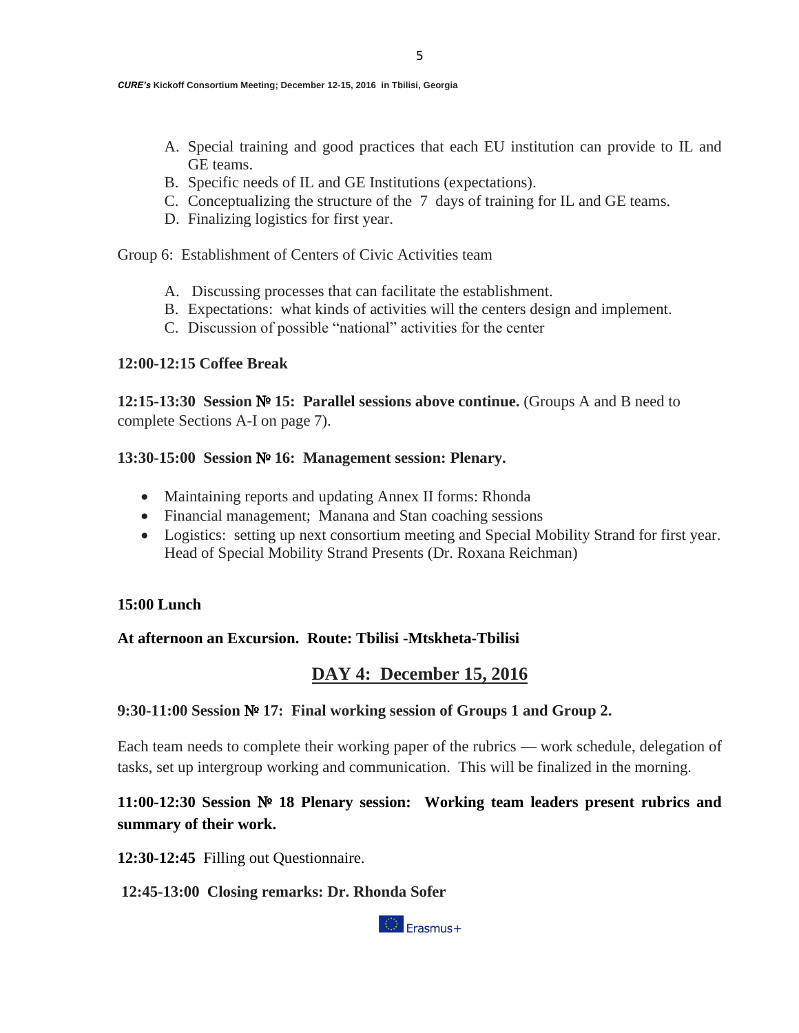A. Special training and good practices that each EU institution can provide to IL and GE teams.
B. Specific needs of IL and GE Institutions (expectations).
C. Conceptualizing the structure of the 7 days of training for IL and GE teams.
D. Finalizing logistics for first year.

Group 6: Establishment of Centers of Civic Activities team

A. Discussing processes that can facilitate the establishment.
B. Expectations: what kinds of activities will the centers design and implement.
C. Discussion of possible "national" activities for the center

**12:00-12:15 Coffee Break**

**12:15-13:30 Session № 15: Parallel sessions above continue.** (Groups A and B need to complete Sections A-I on page 7).

**13:30-15:00 Session № 16: Management session: Plenary.**

- Maintaining reports and updating Annex II forms: Rhonda
- Financial management; Manana and Stan coaching sessions
- Logistics: setting up next consortium meeting and Special Mobility Strand for first year. Head of Special Mobility Strand Presents (Dr. Roxana Reichman)

**15:00 Lunch**

**At afternoon an Excursion. Route: Tbilisi -Mtskheta-Tbilisi**

## DAY 4: December 15, 2016

**9:30-11:00 Session № 17: Final working session of Groups 1 and Group 2.**

Each team needs to complete their working paper of the rubrics — work schedule, delegation of tasks, set up intergroup working and communication. This will be finalized in the morning.

**11:00-12:30 Session № 18 Plenary session: Working team leaders present rubrics and summary of their work.**

**12:30-12:45** Filling out Questionnaire.

**12:45-13:00 Closing remarks: Dr. Rhonda Sofer**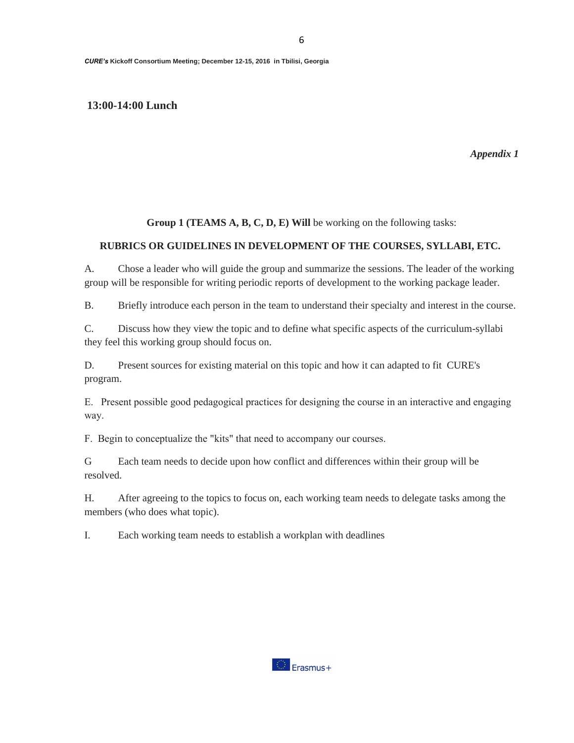**13:00-14:00 Lunch**

*Appendix 1*

**Group 1 (TEAMS A, B, C, D, E) Will** be working on the following tasks:

**RUBRICS OR GUIDELINES IN DEVELOPMENT OF THE COURSES, SYLLABI, ETC.**

A. Chose a leader who will guide the group and summarize the sessions. The leader of the working group will be responsible for writing periodic reports of development to the working package leader.

B. Briefly introduce each person in the team to understand their specialty and interest in the course.

C. Discuss how they view the topic and to define what specific aspects of the curriculum-syllabi they feel this working group should focus on.

D. Present sources for existing material on this topic and how it can adapted to fit CURE's program.

E. Present possible good pedagogical practices for designing the course in an interactive and engaging way.

F. Begin to conceptualize the "kits" that need to accompany our courses.

G Each team needs to decide upon how conflict and differences within their group will be resolved.

H. After agreeing to the topics to focus on, each working team needs to delegate tasks among the members (who does what topic).

I. Each working team needs to establish a workplan with deadlines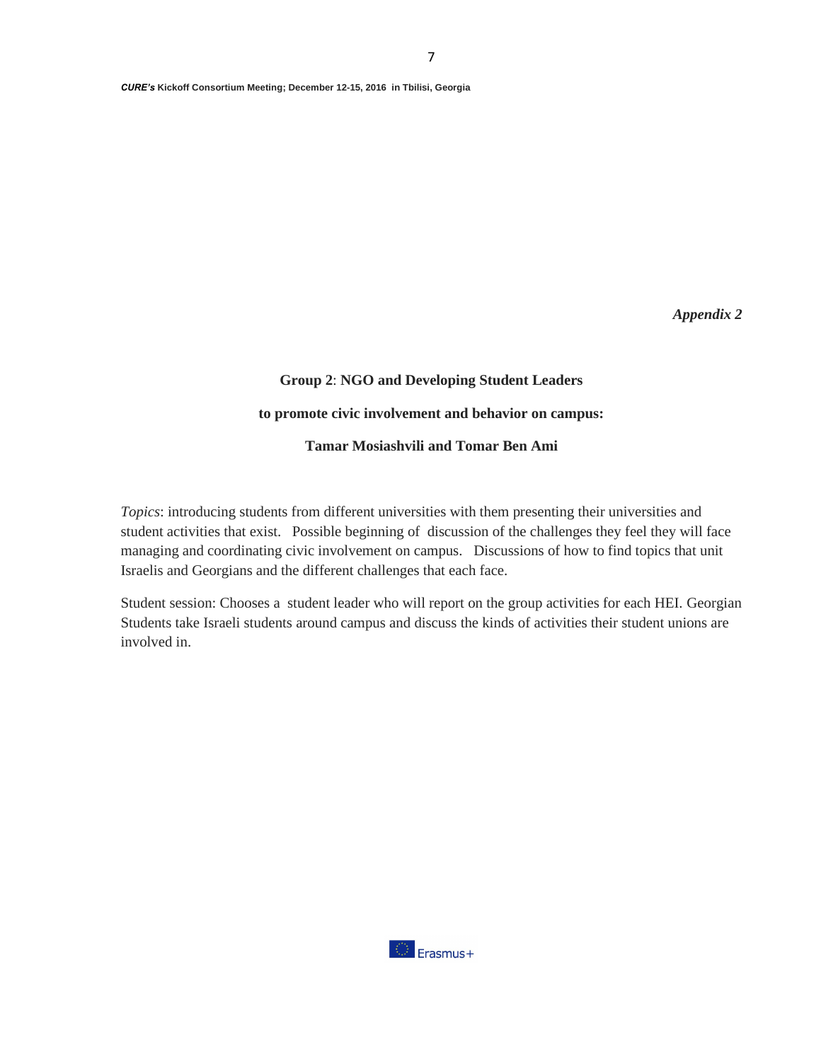*Appendix 2*

**Group 2**: **NGO and Developing Student Leaders**

**to promote civic involvement and behavior on campus:**

**Tamar Mosiashvili and Tomar Ben Ami**

*Topics*: introducing students from different universities with them presenting their universities and student activities that exist. Possible beginning of discussion of the challenges they feel they will face managing and coordinating civic involvement on campus. Discussions of how to find topics that unit Israelis and Georgians and the different challenges that each face.

Student session: Chooses a student leader who will report on the group activities for each HEI. Georgian Students take Israeli students around campus and discuss the kinds of activities their student unions are involved in.